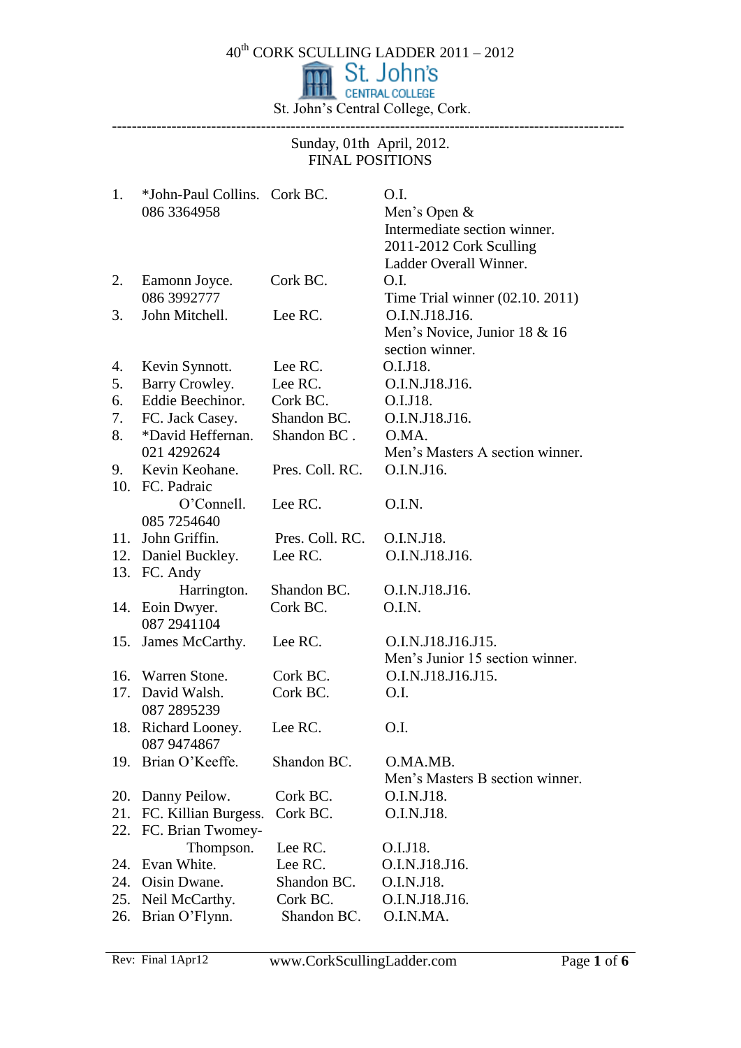# 40th CORK SCULLING LADDER 2011 – 2012

St. John's CENTRAL COLLEGE

St. John's Central College, Cork.

---

Sunday, 01th April, 2012.
FINAL POSITIONS

| | | | |
|---|---|---|---|
| 1. | *John-Paul Collins. 086 3364958 | Cork BC. | O.I. Men's Open & Intermediate section winner. 2011-2012 Cork Sculling Ladder Overall Winner. |
| 2. | Eamonn Joyce. 086 3992777 | Cork BC. | O.I. Time Trial winner (02.10. 2011) |
| 3. | John Mitchell. | Lee RC. | O.I.N.J18.J16. Men's Novice, Junior 18 & 16 section winner. |
| 4. | Kevin Synnott. | Lee RC. | O.I.J18. |
| 5. | Barry Crowley. | Lee RC. | O.I.N.J18.J16. |
| 6. | Eddie Beechinor. | Cork BC. | O.I.J18. |
| 7. | FC. Jack Casey. | Shandon BC. | O.I.N.J18.J16. |
| 8. | *David Heffernan. 021 4292624 | Shandon BC . | O.MA. Men's Masters A section winner. |
| 9. | Kevin Keohane. | Pres. Coll. RC. | O.I.N.J16. |
| 10. | FC. Padraic O'Connell. 085 7254640 | Lee RC. | O.I.N. |
| 11. | John Griffin. | Pres. Coll. RC. | O.I.N.J18. |
| 12. | Daniel Buckley. | Lee RC. | O.I.N.J18.J16. |
| 13. | FC. Andy Harrington. | Shandon BC. | O.I.N.J18.J16. |
| 14. | Eoin Dwyer. 087 2941104 | Cork BC. | O.I.N. |
| 15. | James McCarthy. | Lee RC. | O.I.N.J18.J16.J15. Men's Junior 15 section winner. |
| 16. | Warren Stone. | Cork BC. | O.I.N.J18.J16.J15. |
| 17. | David Walsh. 087 2895239 | Cork BC. | O.I. |
| 18. | Richard Looney. 087 9474867 | Lee RC. | O.I. |
| 19. | Brian O'Keeffe. | Shandon BC. | O.MA.MB. Men's Masters B section winner. |
| 20. | Danny Peilow. | Cork BC. | O.I.N.J18. |
| 21. | FC. Killian Burgess. | Cork BC. | O.I.N.J18. |
| 22. | FC. Brian Twomey-Thompson. | Lee RC. | O.I.J18. |
| 24. | Evan White. | Lee RC. | O.I.N.J18.J16. |
| 24. | Oisin Dwane. | Shandon BC. | O.I.N.J18. |
| 25. | Neil McCarthy. | Cork BC. | O.I.N.J18.J16. |
| 26. | Brian O'Flynn. | Shandon BC. | O.I.N.MA. |

Rev: Final 1Apr12 www.CorkScullingLadder.com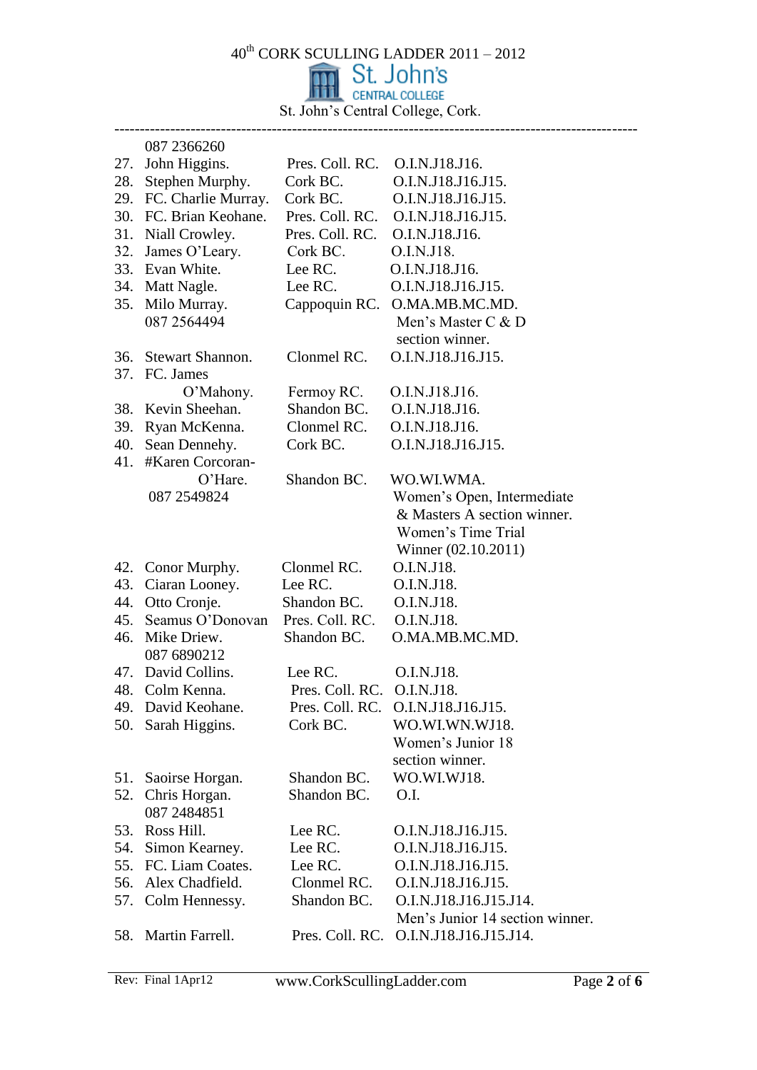40th CORK SCULLING LADDER 2011 – 2012

St. John's CENTRAL COLLEGE

St. John's Central College, Cork.

| | | | |
|---|---|---|---|
| | 087 2366260 | | |
| 27. | John Higgins. | Pres. Coll. RC. | O.I.N.J18.J16. |
| 28. | Stephen Murphy. | Cork BC. | O.I.N.J18.J16.J15. |
| 29. | FC. Charlie Murray. | Cork BC. | O.I.N.J18.J16.J15. |
| 30. | FC. Brian Keohane. | Pres. Coll. RC. | O.I.N.J18.J16.J15. |
| 31. | Niall Crowley. | Pres. Coll. RC. | O.I.N.J18.J16. |
| 32. | James O'Leary. | Cork BC. | O.I.N.J18. |
| 33. | Evan White. | Lee RC. | O.I.N.J18.J16. |
| 34. | Matt Nagle. | Lee RC. | O.I.N.J18.J16.J15. |
| 35. | Milo Murray. 087 2564494 | Cappoquin RC. | O.MA.MB.MC.MD. Men's Master C & D section winner. |
| 36. | Stewart Shannon. | Clonmel RC. | O.I.N.J18.J16.J15. |
| 37. | FC. James O'Mahony. | Fermoy RC. | O.I.N.J18.J16. |
| 38. | Kevin Sheehan. | Shandon BC. | O.I.N.J18.J16. |
| 39. | Ryan McKenna. | Clonmel RC. | O.I.N.J18.J16. |
| 40. | Sean Dennehy. | Cork BC. | O.I.N.J18.J16.J15. |
| 41. | #Karen Corcoran-O'Hare. 087 2549824 | Shandon BC. | WO.WI.WMA. Women's Open, Intermediate & Masters A section winner. Women's Time Trial Winner (02.10.2011) |
| 42. | Conor Murphy. | Clonmel RC. | O.I.N.J18. |
| 43. | Ciaran Looney. | Lee RC. | O.I.N.J18. |
| 44. | Otto Cronje. | Shandon BC. | O.I.N.J18. |
| 45. | Seamus O'Donovan | Pres. Coll. RC. | O.I.N.J18. |
| 46. | Mike Driew. 087 6890212 | Shandon BC. | O.MA.MB.MC.MD. |
| 47. | David Collins. | Lee RC. | O.I.N.J18. |
| 48. | Colm Kenna. | Pres. Coll. RC. | O.I.N.J18. |
| 49. | David Keohane. | Pres. Coll. RC. | O.I.N.J18.J16.J15. |
| 50. | Sarah Higgins. | Cork BC. | WO.WI.WN.WJ18. Women's Junior 18 section winner. |
| 51. | Saoirse Horgan. | Shandon BC. | WO.WI.WJ18. |
| 52. | Chris Horgan. 087 2484851 | Shandon BC. | O.I. |
| 53. | Ross Hill. | Lee RC. | O.I.N.J18.J16.J15. |
| 54. | Simon Kearney. | Lee RC. | O.I.N.J18.J16.J15. |
| 55. | FC. Liam Coates. | Lee RC. | O.I.N.J18.J16.J15. |
| 56. | Alex Chadfield. | Clonmel RC. | O.I.N.J18.J16.J15. |
| 57. | Colm Hennessy. | Shandon BC. | O.I.N.J18.J16.J15.J14. Men's Junior 14 section winner. |
| 58. | Martin Farrell. | Pres. Coll. RC. | O.I.N.J18.J16.J15.J14. |

Rev: Final 1Apr12 www.CorkScullingLadder.com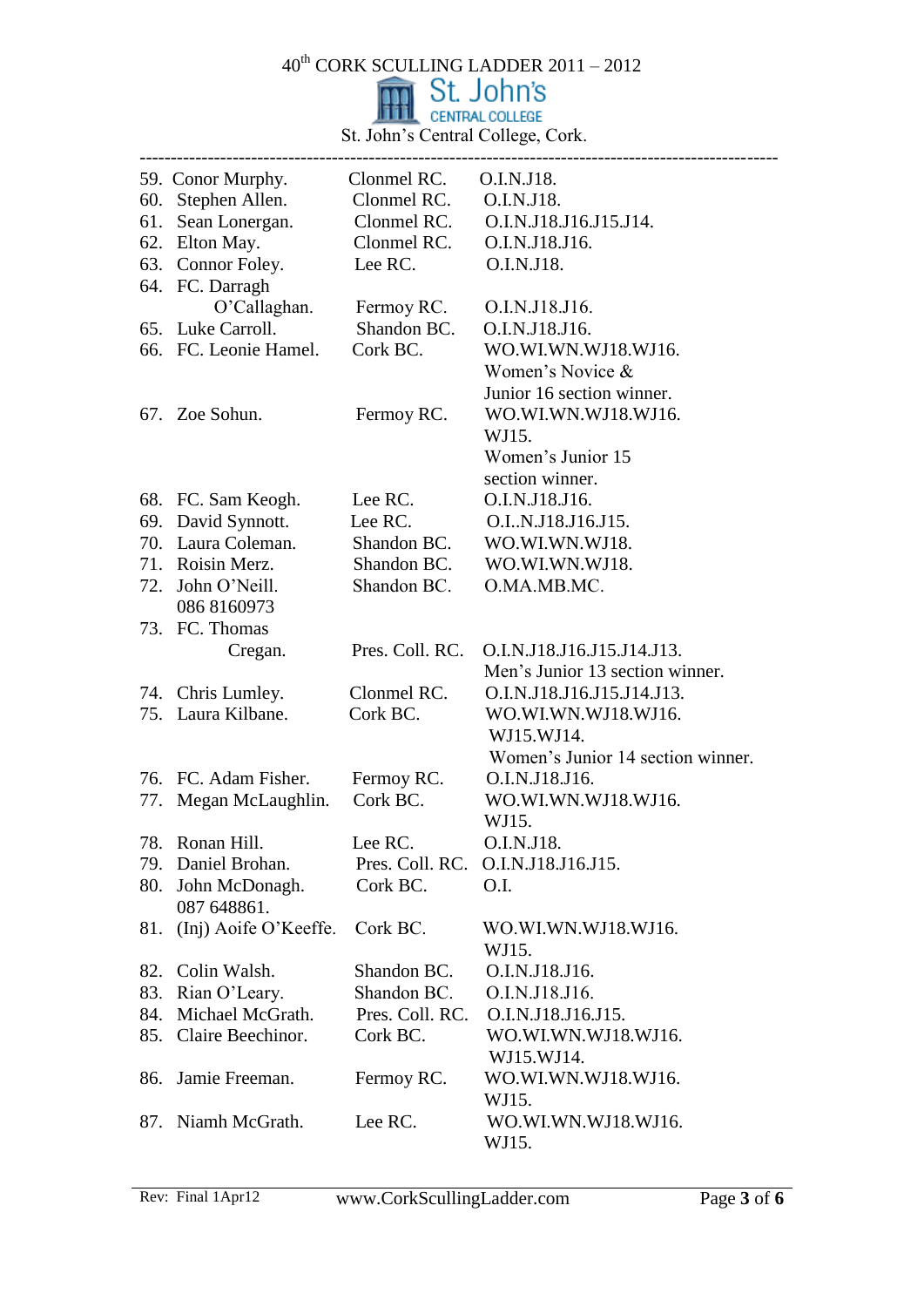40th CORK SCULLING LADDER 2011 – 2012

St. John's CENTRAL COLLEGE

St. John's Central College, Cork.

---

| | | |
|---|---|---|
| 59. Conor Murphy. | Clonmel RC. | O.I.N.J18. |
| 60. Stephen Allen. | Clonmel RC. | O.I.N.J18. |
| 61. Sean Lonergan. | Clonmel RC. | O.I.N.J18.J16.J15.J14. |
| 62. Elton May. | Clonmel RC. | O.I.N.J18.J16. |
| 63. Connor Foley. | Lee RC. | O.I.N.J18. |
| 64. FC. Darragh O'Callaghan. | Fermoy RC. | O.I.N.J18.J16. |
| 65. Luke Carroll. | Shandon BC. | O.I.N.J18.J16. |
| 66. FC. Leonie Hamel. | Cork BC. | WO.WI.WN.WJ18.WJ16. Women's Novice & Junior 16 section winner. |
| 67. Zoe Sohun. | Fermoy RC. | WO.WI.WN.WJ18.WJ16. WJ15. Women's Junior 15 section winner. |
| 68. FC. Sam Keogh. | Lee RC. | O.I.N.J18.J16. |
| 69. David Synnott. | Lee RC. | O.I..N.J18.J16.J15. |
| 70. Laura Coleman. | Shandon BC. | WO.WI.WN.WJ18. |
| 71. Roisin Merz. | Shandon BC. | WO.WI.WN.WJ18. |
| 72. John O'Neill. 086 8160973 | Shandon BC. | O.MA.MB.MC. |
| 73. FC. Thomas Cregan. | Pres. Coll. RC. | O.I.N.J18.J16.J15.J14.J13. Men's Junior 13 section winner. |
| 74. Chris Lumley. | Clonmel RC. | O.I.N.J18.J16.J15.J14.J13. |
| 75. Laura Kilbane. | Cork BC. | WO.WI.WN.WJ18.WJ16. WJ15.WJ14. Women's Junior 14 section winner. |
| 76. FC. Adam Fisher. | Fermoy RC. | O.I.N.J18.J16. |
| 77. Megan McLaughlin. | Cork BC. | WO.WI.WN.WJ18.WJ16. WJ15. |
| 78. Ronan Hill. | Lee RC. | O.I.N.J18. |
| 79. Daniel Brohan. | Pres. Coll. RC. | O.I.N.J18.J16.J15. |
| 80. John McDonagh. 087 648861. | Cork BC. | O.I. |
| 81. (Inj) Aoife O'Keeffe. | Cork BC. | WO.WI.WN.WJ18.WJ16. WJ15. |
| 82. Colin Walsh. | Shandon BC. | O.I.N.J18.J16. |
| 83. Rian O'Leary. | Shandon BC. | O.I.N.J18.J16. |
| 84. Michael McGrath. | Pres. Coll. RC. | O.I.N.J18.J16.J15. |
| 85. Claire Beechinor. | Cork BC. | WO.WI.WN.WJ18.WJ16. WJ15.WJ14. |
| 86. Jamie Freeman. | Fermoy RC. | WO.WI.WN.WJ18.WJ16. WJ15. |
| 87. Niamh McGrath. | Lee RC. | WO.WI.WN.WJ18.WJ16. WJ15. |

Rev: Final 1Apr12 www.CorkScullingLadder.com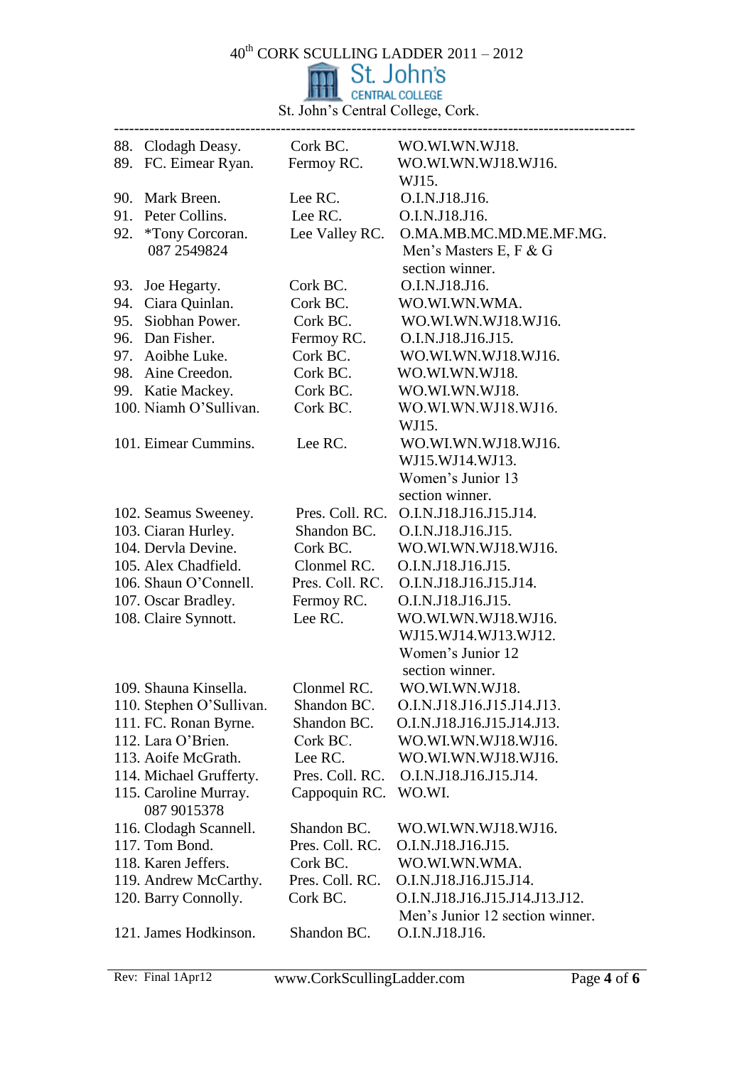40th CORK SCULLING LADDER 2011 – 2012

St. John's CENTRAL COLLEGE

St. John's Central College, Cork.

---

| | | | |
|---|---|---|---|
| 88. | Clodagh Deasy. | Cork BC. | WO.WI.WN.WJ18. |
| 89. | FC. Eimear Ryan. | Fermoy RC. | WO.WI.WN.WJ18.WJ16. WJ15. |
| 90. | Mark Breen. | Lee RC. | O.I.N.J18.J16. |
| 91. | Peter Collins. | Lee RC. | O.I.N.J18.J16. |
| 92. | *Tony Corcoran. 087 2549824 | Lee Valley RC. | O.MA.MB.MC.MD.ME.MF.MG. Men's Masters E, F & G section winner. |
| 93. | Joe Hegarty. | Cork BC. | O.I.N.J18.J16. |
| 94. | Ciara Quinlan. | Cork BC. | WO.WI.WN.WMA. |
| 95. | Siobhan Power. | Cork BC. | WO.WI.WN.WJ18.WJ16. |
| 96. | Dan Fisher. | Fermoy RC. | O.I.N.J18.J16.J15. |
| 97. | Aoibhe Luke. | Cork BC. | WO.WI.WN.WJ18.WJ16. |
| 98. | Aine Creedon. | Cork BC. | WO.WI.WN.WJ18. |
| 99. | Katie Mackey. | Cork BC. | WO.WI.WN.WJ18. |
| 100. | Niamh O'Sullivan. | Cork BC. | WO.WI.WN.WJ18.WJ16. WJ15. |
| 101. | Eimear Cummins. | Lee RC. | WO.WI.WN.WJ18.WJ16. WJ15.WJ14.WJ13. Women's Junior 13 section winner. |
| 102. | Seamus Sweeney. | Pres. Coll. RC. | O.I.N.J18.J16.J15.J14. |
| 103. | Ciaran Hurley. | Shandon BC. | O.I.N.J18.J16.J15. |
| 104. | Dervla Devine. | Cork BC. | WO.WI.WN.WJ18.WJ16. |
| 105. | Alex Chadfield. | Clonmel RC. | O.I.N.J18.J16.J15. |
| 106. | Shaun O'Connell. | Pres. Coll. RC. | O.I.N.J18.J16.J15.J14. |
| 107. | Oscar Bradley. | Fermoy RC. | O.I.N.J18.J16.J15. |
| 108. | Claire Synnott. | Lee RC. | WO.WI.WN.WJ18.WJ16. WJ15.WJ14.WJ13.WJ12. Women's Junior 12 section winner. |
| 109. | Shauna Kinsella. | Clonmel RC. | WO.WI.WN.WJ18. |
| 110. | Stephen O'Sullivan. | Shandon BC. | O.I.N.J18.J16.J15.J14.J13. |
| 111. | FC. Ronan Byrne. | Shandon BC. | O.I.N.J18.J16.J15.J14.J13. |
| 112. | Lara O'Brien. | Cork BC. | WO.WI.WN.WJ18.WJ16. |
| 113. | Aoife McGrath. | Lee RC. | WO.WI.WN.WJ18.WJ16. |
| 114. | Michael Grufferty. | Pres. Coll. RC. | O.I.N.J18.J16.J15.J14. |
| 115. | Caroline Murray. 087 9015378 | Cappoquin RC. | WO.WI. |
| 116. | Clodagh Scannell. | Shandon BC. | WO.WI.WN.WJ18.WJ16. |
| 117. | Tom Bond. | Pres. Coll. RC. | O.I.N.J18.J16.J15. |
| 118. | Karen Jeffers. | Cork BC. | WO.WI.WN.WMA. |
| 119. | Andrew McCarthy. | Pres. Coll. RC. | O.I.N.J18.J16.J15.J14. |
| 120. | Barry Connolly. | Cork BC. | O.I.N.J18.J16.J15.J14.J13.J12. Men's Junior 12 section winner. |
| 121. | James Hodkinson. | Shandon BC. | O.I.N.J18.J16. |

Rev: Final 1Apr12 www.CorkScullingLadder.com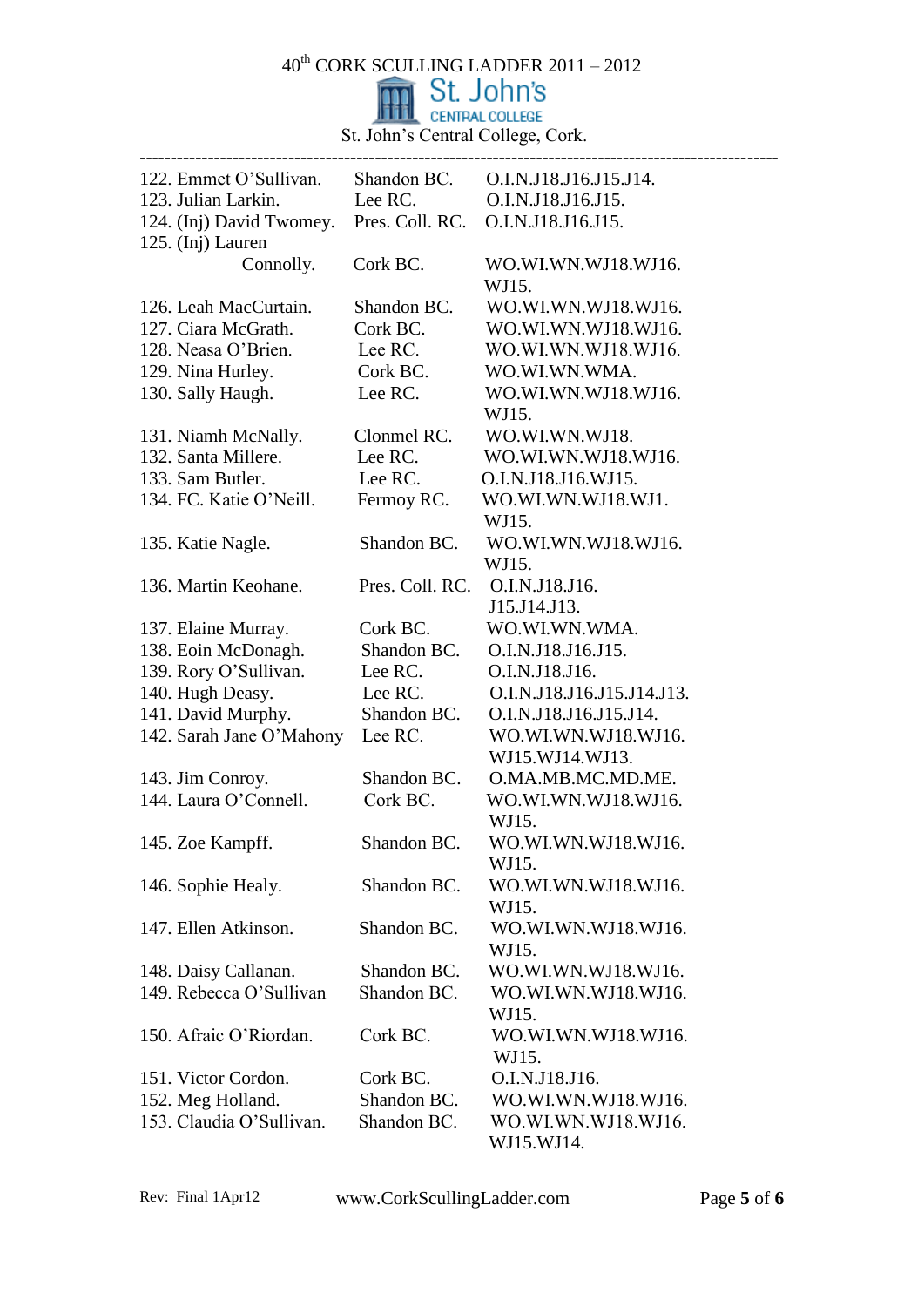40th CORK SCULLING LADDER 2011 – 2012

St. John's CENTRAL COLLEGE

St. John's Central College, Cork.

---

| | | |
|---|---|---|
| 122. Emmet O'Sullivan. | Shandon BC. | O.I.N.J18.J16.J15.J14. |
| 123. Julian Larkin. | Lee RC. | O.I.N.J18.J16.J15. |
| 124. (Inj) David Twomey. | Pres. Coll. RC. | O.I.N.J18.J16.J15. |
| 125. (Inj) Lauren Connolly. | Cork BC. | WO.WI.WN.WJ18.WJ16. WJ15. |
| 126. Leah MacCurtain. | Shandon BC. | WO.WI.WN.WJ18.WJ16. |
| 127. Ciara McGrath. | Cork BC. | WO.WI.WN.WJ18.WJ16. |
| 128. Neasa O'Brien. | Lee RC. | WO.WI.WN.WJ18.WJ16. |
| 129. Nina Hurley. | Cork BC. | WO.WI.WN.WMA. |
| 130. Sally Haugh. | Lee RC. | WO.WI.WN.WJ18.WJ16. WJ15. |
| 131. Niamh McNally. | Clonmel RC. | WO.WI.WN.WJ18. |
| 132. Santa Millere. | Lee RC. | WO.WI.WN.WJ18.WJ16. |
| 133. Sam Butler. | Lee RC. | O.I.N.J18.J16.WJ15. |
| 134. FC. Katie O'Neill. | Fermoy RC. | WO.WI.WN.WJ18.WJ1. WJ15. |
| 135. Katie Nagle. | Shandon BC. | WO.WI.WN.WJ18.WJ16. WJ15. |
| 136. Martin Keohane. | Pres. Coll. RC. | O.I.N.J18.J16. J15.J14.J13. |
| 137. Elaine Murray. | Cork BC. | WO.WI.WN.WMA. |
| 138. Eoin McDonagh. | Shandon BC. | O.I.N.J18.J16.J15. |
| 139. Rory O'Sullivan. | Lee RC. | O.I.N.J18.J16. |
| 140. Hugh Deasy. | Lee RC. | O.I.N.J18.J16.J15.J14.J13. |
| 141. David Murphy. | Shandon BC. | O.I.N.J18.J16.J15.J14. |
| 142. Sarah Jane O'Mahony | Lee RC. | WO.WI.WN.WJ18.WJ16. WJ15.WJ14.WJ13. |
| 143. Jim Conroy. | Shandon BC. | O.MA.MB.MC.MD.ME. |
| 144. Laura O'Connell. | Cork BC. | WO.WI.WN.WJ18.WJ16. WJ15. |
| 145. Zoe Kampff. | Shandon BC. | WO.WI.WN.WJ18.WJ16. WJ15. |
| 146. Sophie Healy. | Shandon BC. | WO.WI.WN.WJ18.WJ16. WJ15. |
| 147. Ellen Atkinson. | Shandon BC. | WO.WI.WN.WJ18.WJ16. WJ15. |
| 148. Daisy Callanan. | Shandon BC. | WO.WI.WN.WJ18.WJ16. |
| 149. Rebecca O'Sullivan | Shandon BC. | WO.WI.WN.WJ18.WJ16. WJ15. |
| 150. Afraic O'Riordan. | Cork BC. | WO.WI.WN.WJ18.WJ16. WJ15. |
| 151. Victor Cordon. | Cork BC. | O.I.N.J18.J16. |
| 152. Meg Holland. | Shandon BC. | WO.WI.WN.WJ18.WJ16. |
| 153. Claudia O'Sullivan. | Shandon BC. | WO.WI.WN.WJ18.WJ16. WJ15.WJ14. |

Rev: Final 1Apr12    www.CorkScullingLadder.com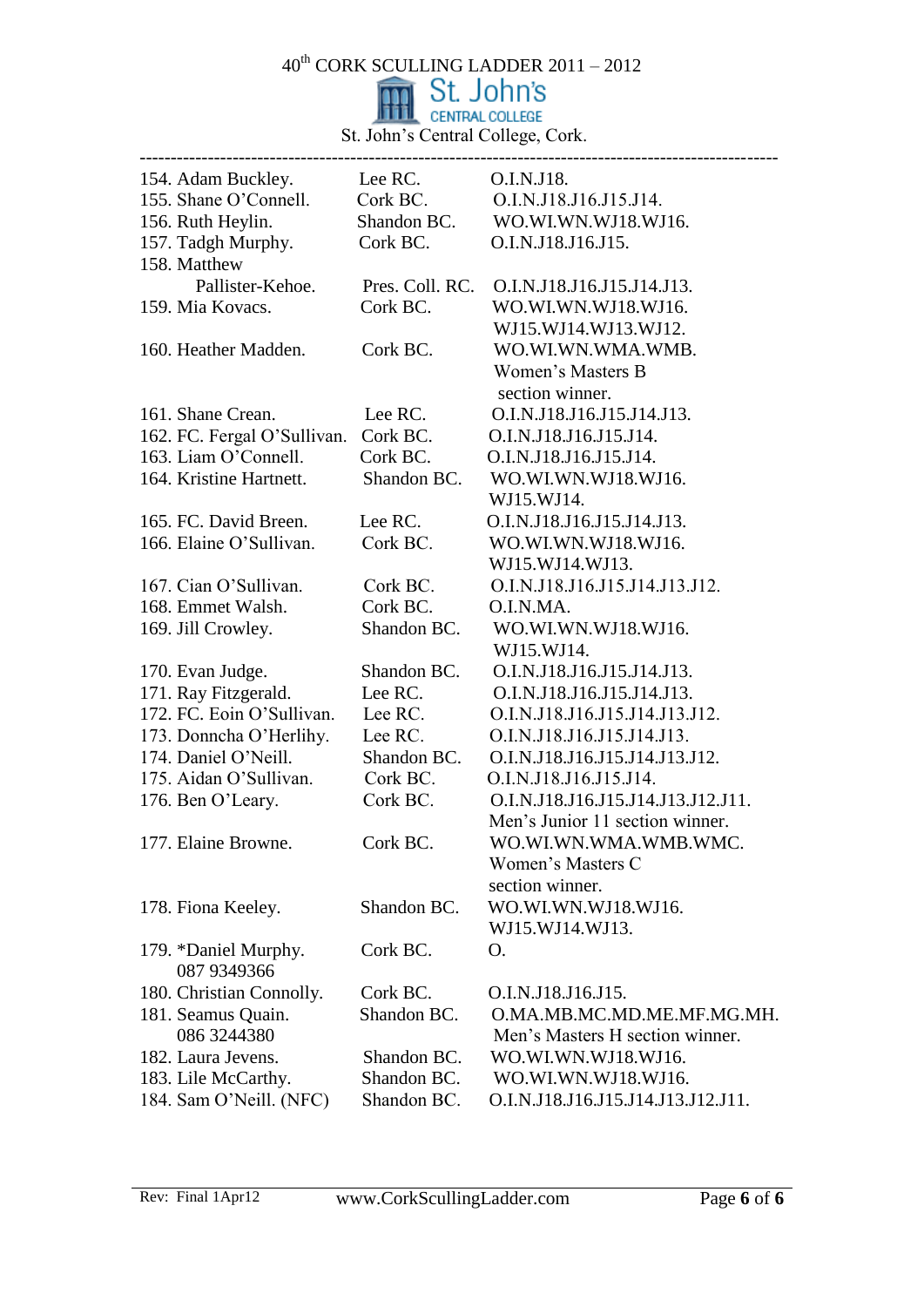40th CORK SCULLING LADDER 2011 – 2012

St. John's CENTRAL COLLEGE

St. John's Central College, Cork.

---

| | | |
|---|---|---|
| 154. Adam Buckley. | Lee RC. | O.I.N.J18. |
| 155. Shane O'Connell. | Cork BC. | O.I.N.J18.J16.J15.J14. |
| 156. Ruth Heylin. | Shandon BC. | WO.WI.WN.WJ18.WJ16. |
| 157. Tadgh Murphy. | Cork BC. | O.I.N.J18.J16.J15. |
| 158. Matthew Pallister-Kehoe. | Pres. Coll. RC. | O.I.N.J18.J16.J15.J14.J13. |
| 159. Mia Kovacs. | Cork BC. | WO.WI.WN.WJ18.WJ16. WJ15.WJ14.WJ13.WJ12. |
| 160. Heather Madden. | Cork BC. | WO.WI.WN.WMA.WMB. Women's Masters B section winner. |
| 161. Shane Crean. | Lee RC. | O.I.N.J18.J16.J15.J14.J13. |
| 162. FC. Fergal O'Sullivan. | Cork BC. | O.I.N.J18.J16.J15.J14. |
| 163. Liam O'Connell. | Cork BC. | O.I.N.J18.J16.J15.J14. |
| 164. Kristine Hartnett. | Shandon BC. | WO.WI.WN.WJ18.WJ16. WJ15.WJ14. |
| 165. FC. David Breen. | Lee RC. | O.I.N.J18.J16.J15.J14.J13. |
| 166. Elaine O'Sullivan. | Cork BC. | WO.WI.WN.WJ18.WJ16. WJ15.WJ14.WJ13. |
| 167. Cian O'Sullivan. | Cork BC. | O.I.N.J18.J16.J15.J14.J13.J12. |
| 168. Emmet Walsh. | Cork BC. | O.I.N.MA. |
| 169. Jill Crowley. | Shandon BC. | WO.WI.WN.WJ18.WJ16. WJ15.WJ14. |
| 170. Evan Judge. | Shandon BC. | O.I.N.J18.J16.J15.J14.J13. |
| 171. Ray Fitzgerald. | Lee RC. | O.I.N.J18.J16.J15.J14.J13. |
| 172. FC. Eoin O'Sullivan. | Lee RC. | O.I.N.J18.J16.J15.J14.J13.J12. |
| 173. Donncha O'Herlihy. | Lee RC. | O.I.N.J18.J16.J15.J14.J13. |
| 174. Daniel O'Neill. | Shandon BC. | O.I.N.J18.J16.J15.J14.J13.J12. |
| 175. Aidan O'Sullivan. | Cork BC. | O.I.N.J18.J16.J15.J14. |
| 176. Ben O'Leary. | Cork BC. | O.I.N.J18.J16.J15.J14.J13.J12.J11. Men's Junior 11 section winner. |
| 177. Elaine Browne. | Cork BC. | WO.WI.WN.WMA.WMB.WMC. Women's Masters C section winner. |
| 178. Fiona Keeley. | Shandon BC. | WO.WI.WN.WJ18.WJ16. WJ15.WJ14.WJ13. |
| 179. *Daniel Murphy. 087 9349366 | Cork BC. | O. |
| 180. Christian Connolly. | Cork BC. | O.I.N.J18.J16.J15. |
| 181. Seamus Quain. 086 3244380 | Shandon BC. | O.MA.MB.MC.MD.ME.MF.MG.MH. Men's Masters H section winner. |
| 182. Laura Jevens. | Shandon BC. | WO.WI.WN.WJ18.WJ16. |
| 183. Lile McCarthy. | Shandon BC. | WO.WI.WN.WJ18.WJ16. |
| 184. Sam O'Neill. (NFC) | Shandon BC. | O.I.N.J18.J16.J15.J14.J13.J12.J11. |

Rev: Final 1Apr12 www.CorkScullingLadder.com